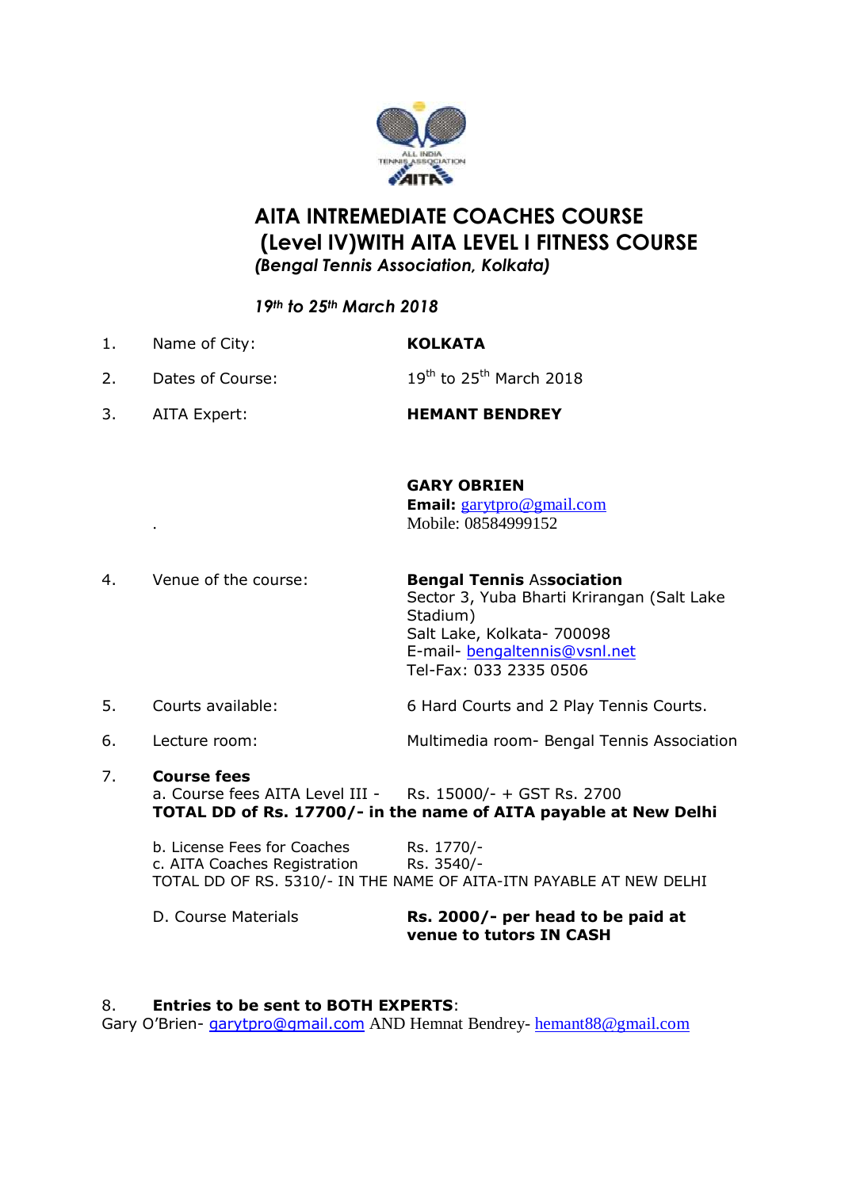# AITA INTREMEDIATE COACHES COURSE (Level IV)WITH AITA LEVEL I FITNESS COURSE

***(Bengal Tennis Association, Kolkata)***

***19th to 25th March 2018***

1. Name of City: **KOLKATA**
2. Dates of Course: 19th to 25th March 2018
3. AITA Expert: **HEMANT BENDREY**

   **GARY OBRIEN**
   **Email:** garytpro@gmail.com
   Mobile: 08584999152

4. Venue of the course: **Bengal Tennis Association**
   Sector 3, Yuba Bharti Krirangan (Salt Lake Stadium)
   Salt Lake, Kolkata- 700098
   E-mail- bengaltennis@vsnl.net
   Tel-Fax: 033 2335 0506

5. Courts available: 6 Hard Courts and 2 Play Tennis Courts.
6. Lecture room: Multimedia room- Bengal Tennis Association
7. **Course fees**

   a. Course fees AITA Level III - Rs. 15000/- + GST Rs. 2700
   **TOTAL DD of Rs. 17700/- in the name of AITA payable at New Delhi**

   b. License Fees for Coaches Rs. 1770/-
   c. AITA Coaches Registration Rs. 3540/-
   TOTAL DD OF RS. 5310/- IN THE NAME OF AITA-ITN PAYABLE AT NEW DELHI

   D. Course Materials **Rs. 2000/- per head to be paid at venue to tutors IN CASH**

8. **Entries to be sent to BOTH EXPERTS**:
Gary O'Brien- garytpro@gmail.com AND Hemnat Bendrey- hemant88@gmail.com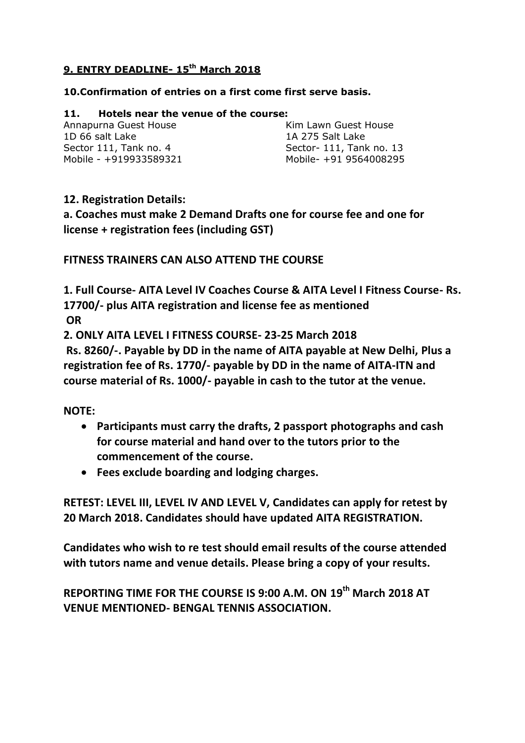**9. ENTRY DEADLINE- 15th March 2018**

**10.Confirmation of entries on a first come first serve basis.**

**11. Hotels near the venue of the course:**

Annapurna Guest House
1D 66 salt Lake
Sector 111, Tank no. 4
Mobile - +919933589321

Kim Lawn Guest House
1A 275 Salt Lake
Sector- 111, Tank no. 13
Mobile- +91 9564008295

**12. Registration Details:**

**a. Coaches must make 2 Demand Drafts one for course fee and one for license + registration fees (including GST)**

**FITNESS TRAINERS CAN ALSO ATTEND THE COURSE**

**1. Full Course- AITA Level IV Coaches Course & AITA Level I Fitness Course- Rs. 17700/- plus AITA registration and license fee as mentioned**
**OR**
**2. ONLY AITA LEVEL I FITNESS COURSE- 23-25 March 2018**
**Rs. 8260/-. Payable by DD in the name of AITA payable at New Delhi, Plus a registration fee of Rs. 1770/- payable by DD in the name of AITA-ITN and course material of Rs. 1000/- payable in cash to the tutor at the venue.**

**NOTE:**

- **Participants must carry the drafts, 2 passport photographs and cash for course material and hand over to the tutors prior to the commencement of the course.**
- **Fees exclude boarding and lodging charges.**

**RETEST: LEVEL III, LEVEL IV AND LEVEL V, Candidates can apply for retest by 20 March 2018. Candidates should have updated AITA REGISTRATION.**

**Candidates who wish to re test should email results of the course attended with tutors name and venue details. Please bring a copy of your results.**

**REPORTING TIME FOR THE COURSE IS 9:00 A.M. ON 19th March 2018 AT VENUE MENTIONED- BENGAL TENNIS ASSOCIATION.**